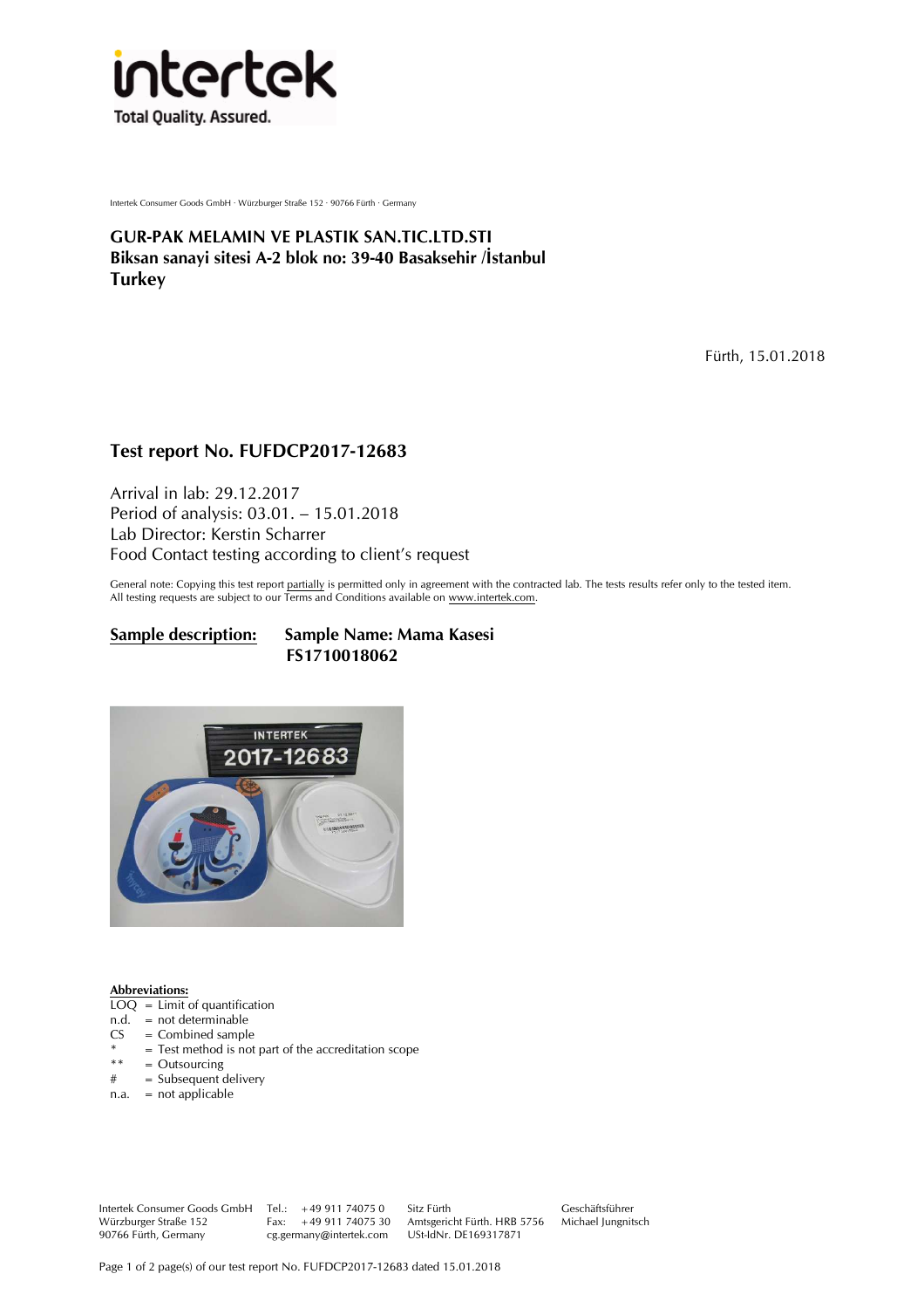Intertek Consumer Goods GmbH · Würzburger Straße 152 · 90766 Fürth · Germany

**GUR-PAK MELAMIN VE PLASTIK SAN.TIC.LTD.STI**
**Biksan sanayi sitesi A-2 blok no: 39-40 Basaksehir /İstanbul**
**Turkey**

Fürth, 15.01.2018

## Test report No. FUFDCP2017-12683

Arrival in lab: 29.12.2017
Period of analysis: 03.01. – 15.01.2018
Lab Director: Kerstin Scharrer
Food Contact testing according to client's request

General note: Copying this test report partially is permitted only in agreement with the contracted lab. The tests results refer only to the tested item. All testing requests are subject to our Terms and Conditions available on www.intertek.com.

**Sample description:** **Sample Name: Mama Kasesi**
**FS1710018062**

**Abbreviations:**

LOQ = Limit of quantification
n.d. = not determinable
CS = Combined sample
* = Test method is not part of the accreditation scope
** = Outsourcing
# = Subsequent delivery
n.a. = not applicable

Intertek Consumer Goods GmbH
Würzburger Straße 152
90766 Fürth, Germany

Tel.: +49 911 74075 0
Fax: +49 911 74075 30
cg.germany@intertek.com

Sitz Fürth
Amtsgericht Fürth. HRB 5756
USt-IdNr. DE169317871

Geschäftsführer
Michael Jungnitsch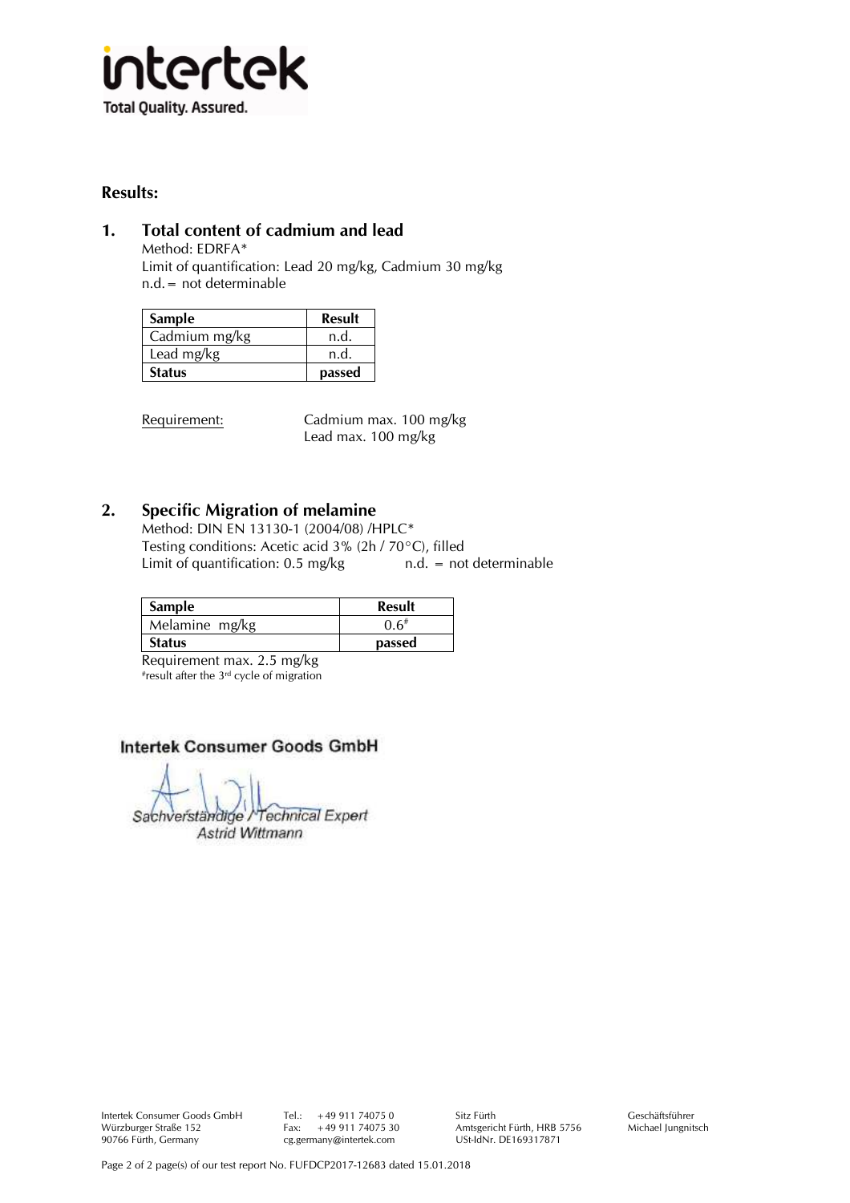## Results:

### 1. Total content of cadmium and lead

Method: EDRFA*
Limit of quantification: Lead 20 mg/kg, Cadmium 30 mg/kg
n.d. = not determinable

| Sample | Result |
|---|---|
| Cadmium mg/kg | n.d. |
| Lead mg/kg | n.d. |
| **Status** | **passed** |

Requirement: Cadmium max. 100 mg/kg
Lead max. 100 mg/kg

### 2. Specific Migration of melamine

Method: DIN EN 13130-1 (2004/08) /HPLC*
Testing conditions: Acetic acid 3% (2h / 70°C), filled
Limit of quantification: 0.5 mg/kg n.d. = not determinable

| Sample | Result |
|---|---|
| Melamine mg/kg | 0.6# |
| **Status** | **passed** |

Requirement max. 2.5 mg/kg
#result after the 3rd cycle of migration

**Intertek Consumer Goods GmbH**

Sachverständige / Technical Expert
Astrid Wittmann

Intertek Consumer Goods GmbH
Würzburger Straße 152
90766 Fürth, Germany

Tel.: +49 911 74075 0
Fax: +49 911 74075 30
cg.germany@intertek.com

Sitz Fürth
Amtsgericht Fürth, HRB 5756
USt-IdNr. DE169317871

Geschäftsführer
Michael Jungnitsch

Page 2 of 2 page(s) of our test report No. FUFDCP2017-12683 dated 15.01.2018